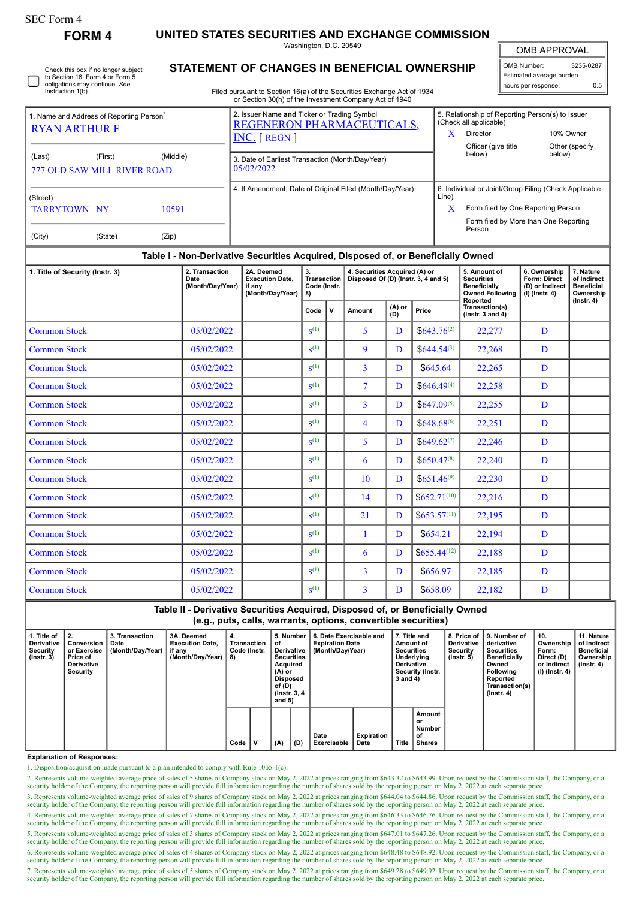SEC Form 4

**FORM 4**

# UNITED STATES SECURITIES AND EXCHANGE COMMISSION

Washington, D.C. 20549

## STATEMENT OF CHANGES IN BENEFICIAL OWNERSHIP

Filed pursuant to Section 16(a) of the Securities Exchange Act of 1934 or Section 30(h) of the Investment Company Act of 1940

| OMB APPROVAL | |
|---|---|
| OMB Number: | 3235-0287 |
| Estimated average burden | |
| hours per response: | 0.5 |

☐ Check this box if no longer subject to Section 16. Form 4 or Form 5 obligations may continue. *See* Instruction 1(b).

| 1. Name and Address of Reporting Person* | 2. Issuer Name **and** Ticker or Trading Symbol | 5. Relationship of Reporting Person(s) to Issuer (Check all applicable) |
|---|---|---|
| RYAN ARTHUR F | REGENERON PHARMACEUTICALS, INC. [ REGN ] | X Director ; 10% Owner ; Officer (give title below) ; Other (specify below) |
| (Last) (First) (Middle) 777 OLD SAW MILL RIVER ROAD | 3. Date of Earliest Transaction (Month/Day/Year) 05/02/2022 | |
| (Street) TARRYTOWN NY 10591 (City) (State) (Zip) | 4. If Amendment, Date of Original Filed (Month/Day/Year) | 6. Individual or Joint/Group Filing (Check Applicable Line) X Form filed by One Reporting Person ; Form filed by More than One Reporting Person |

### Table I - Non-Derivative Securities Acquired, Disposed of, or Beneficially Owned

| 1. Title of Security (Instr. 3) | 2. Transaction Date (Month/Day/Year) | 2A. Deemed Execution Date, if any (Month/Day/Year) | 3. Transaction Code (Instr. 8) | | 4. Securities Acquired (A) or Disposed Of (D) (Instr. 3, 4 and 5) | | | 5. Amount of Securities Beneficially Owned Following Reported Transaction(s) (Instr. 3 and 4) | 6. Ownership Form: Direct (D) or Indirect (I) (Instr. 4) | 7. Nature of Indirect Beneficial Ownership (Instr. 4) |
|---|---|---|---|---|---|---|---|---|---|---|
| | | | Code | V | Amount | (A) or (D) | Price | | | |
| Common Stock | 05/02/2022 | | S[1] | | 5 | D | $643.76[2] | 22,277 | D | |
| Common Stock | 05/02/2022 | | S[1] | | 9 | D | $644.54[3] | 22,268 | D | |
| Common Stock | 05/02/2022 | | S[1] | | 3 | D | $645.64 | 22,265 | D | |
| Common Stock | 05/02/2022 | | S[1] | | 7 | D | $646.49[4] | 22,258 | D | |
| Common Stock | 05/02/2022 | | S[1] | | 3 | D | $647.09[5] | 22,255 | D | |
| Common Stock | 05/02/2022 | | S[1] | | 4 | D | $648.68[6] | 22,251 | D | |
| Common Stock | 05/02/2022 | | S[1] | | 5 | D | $649.62[7] | 22,246 | D | |
| Common Stock | 05/02/2022 | | S[1] | | 6 | D | $650.47[8] | 22,240 | D | |
| Common Stock | 05/02/2022 | | S[1] | | 10 | D | $651.46[9] | 22,230 | D | |
| Common Stock | 05/02/2022 | | S[1] | | 14 | D | $652.71[10] | 22,216 | D | |
| Common Stock | 05/02/2022 | | S[1] | | 21 | D | $653.57[11] | 22,195 | D | |
| Common Stock | 05/02/2022 | | S[1] | | 1 | D | $654.21 | 22,194 | D | |
| Common Stock | 05/02/2022 | | S[1] | | 6 | D | $655.44[12] | 22,188 | D | |
| Common Stock | 05/02/2022 | | S[1] | | 3 | D | $656.97 | 22,185 | D | |
| Common Stock | 05/02/2022 | | S[1] | | 3 | D | $658.09 | 22,182 | D | |

### Table II - Derivative Securities Acquired, Disposed of, or Beneficially Owned (e.g., puts, calls, warrants, options, convertible securities)

| 1. Title of Derivative Security (Instr. 3) | 2. Conversion or Exercise Price of Derivative Security | 3. Transaction Date (Month/Day/Year) | 3A. Deemed Execution Date, if any (Month/Day/Year) | 4. Transaction Code (Instr. 8) | | 5. Number of Derivative Securities Acquired (A) or Disposed of (D) (Instr. 3, 4 and 5) | | 6. Date Exercisable and Expiration Date (Month/Day/Year) | | 7. Title and Amount of Securities Underlying Derivative Security (Instr. 3 and 4) | | 8. Price of Derivative Security (Instr. 5) | 9. Number of derivative Securities Beneficially Owned Following Reported Transaction(s) (Instr. 4) | 10. Ownership Form: Direct (D) or Indirect (I) (Instr. 4) | 11. Nature of Indirect Beneficial Ownership (Instr. 4) |
|---|---|---|---|---|---|---|---|---|---|---|---|---|---|---|---|
| | | | | Code | V | (A) | (D) | Date Exercisable | Expiration Date | Title | Amount or Number of Shares | | | | |

**Explanation of Responses:**

1. Disposition/acquisition made pursuant to a plan intended to comply with Rule 10b5-1(c).
2. Represents volume-weighted average price of sales of 5 shares of Company stock on May 2, 2022 at prices ranging from $643.32 to $643.99. Upon request by the Commission staff, the Company, or a security holder of the Company, the reporting person will provide full information regarding the number of shares sold by the reporting person on May 2, 2022 at each separate price.
3. Represents volume-weighted average price of sales of 9 shares of Company stock on May 2, 2022 at prices ranging from $644.04 to $644.86. Upon request by the Commission staff, the Company, or a security holder of the Company, the reporting person will provide full information regarding the number of shares sold by the reporting person on May 2, 2022 at each separate price.
4. Represents volume-weighted average price of sales of 7 shares of Company stock on May 2, 2022 at prices ranging from $646.33 to $646.76. Upon request by the Commission staff, the Company, or a security holder of the Company, the reporting person will provide full information regarding the number of shares sold by the reporting person on May 2, 2022 at each separate price.
5. Represents volume-weighted average price of sales of 3 shares of Company stock on May 2, 2022 at prices ranging from $647.01 to $647.26. Upon request by the Commission staff, the Company, or a security holder of the Company, the reporting person will provide full information regarding the number of shares sold by the reporting person on May 2, 2022 at each separate price.
6. Represents volume-weighted average price of sales of 4 shares of Company stock on May 2, 2022 at prices ranging from $648.48 to $648.92. Upon request by the Commission staff, the Company, or a security holder of the Company, the reporting person will provide full information regarding the number of shares sold by the reporting person on May 2, 2022 at each separate price.
7. Represents volume-weighted average price of sales of 5 shares of Company stock on May 2, 2022 at prices ranging from $649.28 to $649.92. Upon request by the Commission staff, the Company, or a security holder of the Company, the reporting person will provide full information regarding the number of shares sold by the reporting person on May 2, 2022 at each separate price.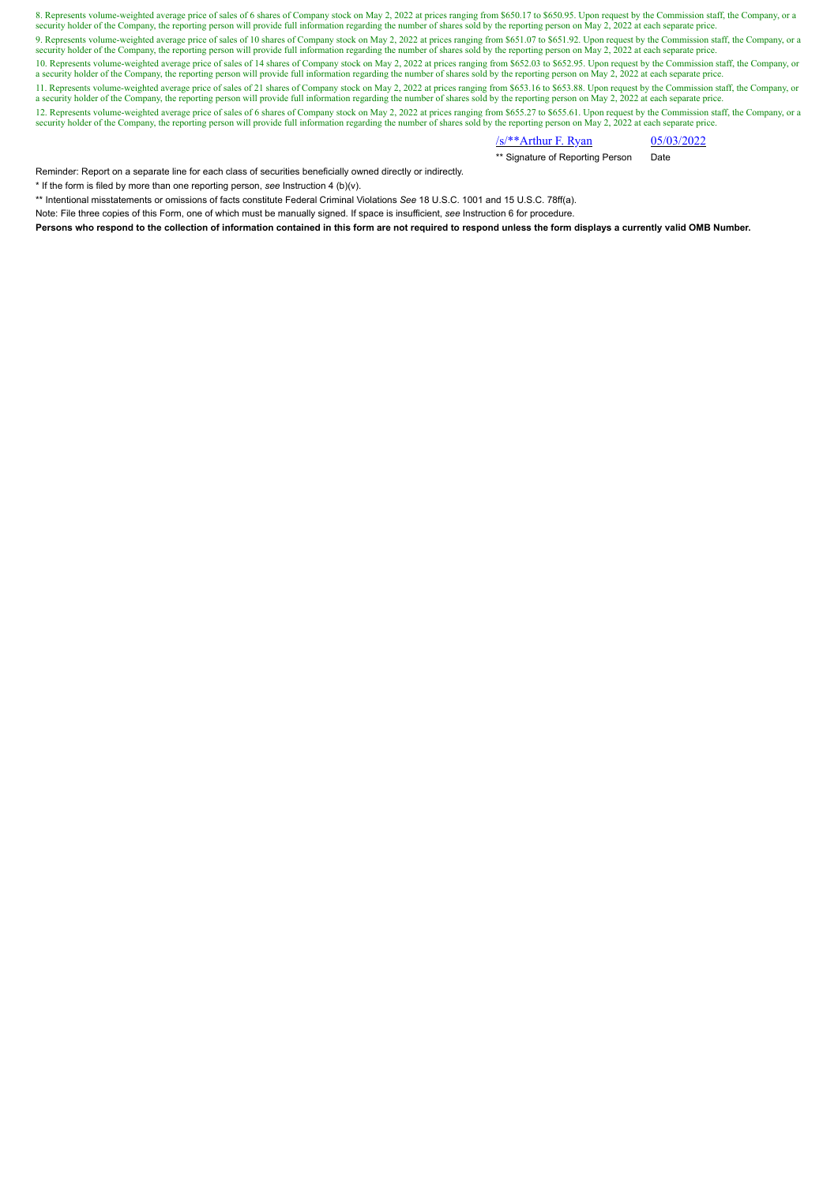8. Represents volume-weighted average price of sales of 6 shares of Company stock on May 2, 2022 at prices ranging from $650.17 to $650.95. Upon request by the Commission staff, the Company, or a security holder of the Company, the reporting person will provide full information regarding the number of shares sold by the reporting person on May 2, 2022 at each separate price.

9. Represents volume-weighted average price of sales of 10 shares of Company stock on May 2, 2022 at prices ranging from $651.07 to $651.92. Upon request by the Commission staff, the Company, or a security holder of the Company, the reporting person will provide full information regarding the number of shares sold by the reporting person on May 2, 2022 at each separate price.

10. Represents volume-weighted average price of sales of 14 shares of Company stock on May 2, 2022 at prices ranging from $652.03 to $652.95. Upon request by the Commission staff, the Company, or a security holder of the Company, the reporting person will provide full information regarding the number of shares sold by the reporting person on May 2, 2022 at each separate price.

11. Represents volume-weighted average price of sales of 21 shares of Company stock on May 2, 2022 at prices ranging from $653.16 to $653.88. Upon request by the Commission staff, the Company, or a security holder of the Company, the reporting person will provide full information regarding the number of shares sold by the reporting person on May 2, 2022 at each separate price.

12. Represents volume-weighted average price of sales of 6 shares of Company stock on May 2, 2022 at prices ranging from $655.27 to $655.61. Upon request by the Commission staff, the Company, or a security holder of the Company, the reporting person will provide full information regarding the number of shares sold by the reporting person on May 2, 2022 at each separate price.

| | |
|---|---|
| /s/**Arthur F. Ryan | 05/03/2022 |
| ** Signature of Reporting Person | Date |

Reminder: Report on a separate line for each class of securities beneficially owned directly or indirectly.

* If the form is filed by more than one reporting person, *see* Instruction 4 (b)(v).

** Intentional misstatements or omissions of facts constitute Federal Criminal Violations *See* 18 U.S.C. 1001 and 15 U.S.C. 78ff(a).

Note: File three copies of this Form, one of which must be manually signed. If space is insufficient, *see* Instruction 6 for procedure.

**Persons who respond to the collection of information contained in this form are not required to respond unless the form displays a currently valid OMB Number.**